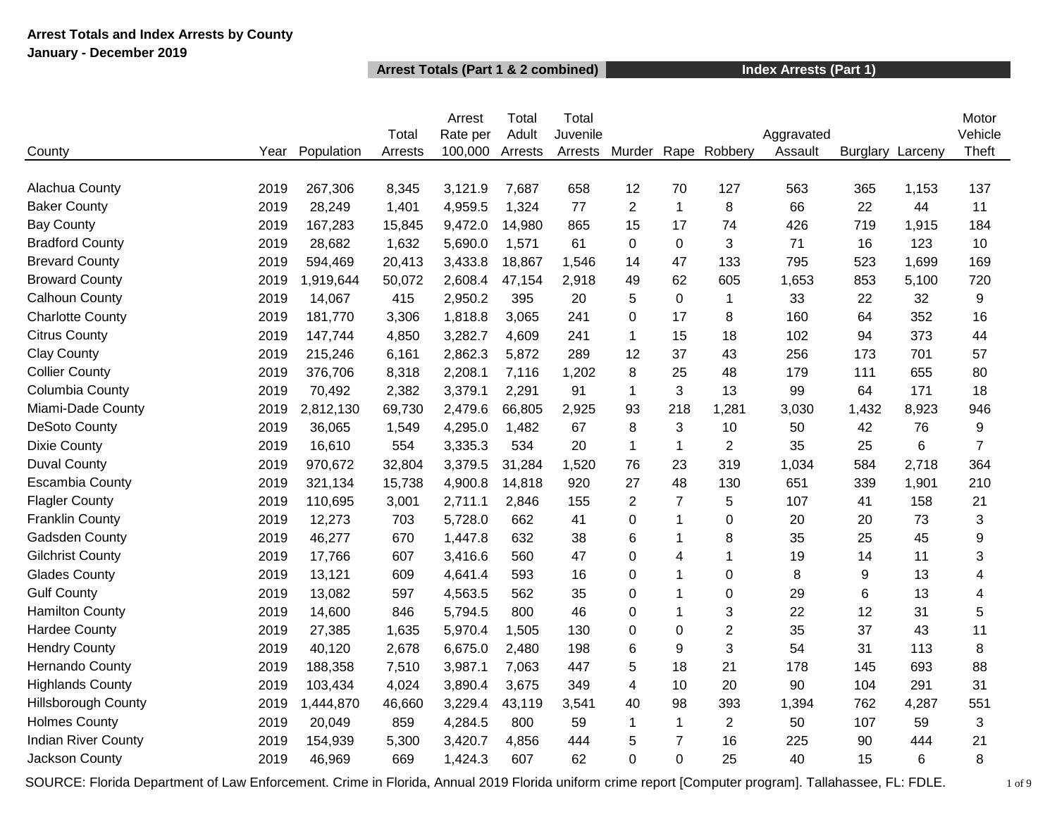**Arrest Totals and Index Arrests by County**
**January - December 2019**

| | | | Arrest Totals (Part 1 & 2 combined) | | | | Index Arrests (Part 1) | | | | | | |
|---|---|---|---|---|---|---|---|---|---|---|---|---|---|
| County | Year | Population | Total Arrests | Arrest Rate per 100,000 | Total Adult Arrests | Total Juvenile Arrests | Murder | Rape | Robbery | Aggravated Assault | Burglary | Larceny | Motor Vehicle Theft |
| Alachua County | 2019 | 267,306 | 8,345 | 3,121.9 | 7,687 | 658 | 12 | 70 | 127 | 563 | 365 | 1,153 | 137 |
| Baker County | 2019 | 28,249 | 1,401 | 4,959.5 | 1,324 | 77 | 2 | 1 | 8 | 66 | 22 | 44 | 11 |
| Bay County | 2019 | 167,283 | 15,845 | 9,472.0 | 14,980 | 865 | 15 | 17 | 74 | 426 | 719 | 1,915 | 184 |
| Bradford County | 2019 | 28,682 | 1,632 | 5,690.0 | 1,571 | 61 | 0 | 0 | 3 | 71 | 16 | 123 | 10 |
| Brevard County | 2019 | 594,469 | 20,413 | 3,433.8 | 18,867 | 1,546 | 14 | 47 | 133 | 795 | 523 | 1,699 | 169 |
| Broward County | 2019 | 1,919,644 | 50,072 | 2,608.4 | 47,154 | 2,918 | 49 | 62 | 605 | 1,653 | 853 | 5,100 | 720 |
| Calhoun County | 2019 | 14,067 | 415 | 2,950.2 | 395 | 20 | 5 | 0 | 1 | 33 | 22 | 32 | 9 |
| Charlotte County | 2019 | 181,770 | 3,306 | 1,818.8 | 3,065 | 241 | 0 | 17 | 8 | 160 | 64 | 352 | 16 |
| Citrus County | 2019 | 147,744 | 4,850 | 3,282.7 | 4,609 | 241 | 1 | 15 | 18 | 102 | 94 | 373 | 44 |
| Clay County | 2019 | 215,246 | 6,161 | 2,862.3 | 5,872 | 289 | 12 | 37 | 43 | 256 | 173 | 701 | 57 |
| Collier County | 2019 | 376,706 | 8,318 | 2,208.1 | 7,116 | 1,202 | 8 | 25 | 48 | 179 | 111 | 655 | 80 |
| Columbia County | 2019 | 70,492 | 2,382 | 3,379.1 | 2,291 | 91 | 1 | 3 | 13 | 99 | 64 | 171 | 18 |
| Miami-Dade County | 2019 | 2,812,130 | 69,730 | 2,479.6 | 66,805 | 2,925 | 93 | 218 | 1,281 | 3,030 | 1,432 | 8,923 | 946 |
| DeSoto County | 2019 | 36,065 | 1,549 | 4,295.0 | 1,482 | 67 | 8 | 3 | 10 | 50 | 42 | 76 | 9 |
| Dixie County | 2019 | 16,610 | 554 | 3,335.3 | 534 | 20 | 1 | 1 | 2 | 35 | 25 | 6 | 7 |
| Duval County | 2019 | 970,672 | 32,804 | 3,379.5 | 31,284 | 1,520 | 76 | 23 | 319 | 1,034 | 584 | 2,718 | 364 |
| Escambia County | 2019 | 321,134 | 15,738 | 4,900.8 | 14,818 | 920 | 27 | 48 | 130 | 651 | 339 | 1,901 | 210 |
| Flagler County | 2019 | 110,695 | 3,001 | 2,711.1 | 2,846 | 155 | 2 | 7 | 5 | 107 | 41 | 158 | 21 |
| Franklin County | 2019 | 12,273 | 703 | 5,728.0 | 662 | 41 | 0 | 1 | 0 | 20 | 20 | 73 | 3 |
| Gadsden County | 2019 | 46,277 | 670 | 1,447.8 | 632 | 38 | 6 | 1 | 8 | 35 | 25 | 45 | 9 |
| Gilchrist County | 2019 | 17,766 | 607 | 3,416.6 | 560 | 47 | 0 | 4 | 1 | 19 | 14 | 11 | 3 |
| Glades County | 2019 | 13,121 | 609 | 4,641.4 | 593 | 16 | 0 | 1 | 0 | 8 | 9 | 13 | 4 |
| Gulf County | 2019 | 13,082 | 597 | 4,563.5 | 562 | 35 | 0 | 1 | 0 | 29 | 6 | 13 | 4 |
| Hamilton County | 2019 | 14,600 | 846 | 5,794.5 | 800 | 46 | 0 | 1 | 3 | 22 | 12 | 31 | 5 |
| Hardee County | 2019 | 27,385 | 1,635 | 5,970.4 | 1,505 | 130 | 0 | 0 | 2 | 35 | 37 | 43 | 11 |
| Hendry County | 2019 | 40,120 | 2,678 | 6,675.0 | 2,480 | 198 | 6 | 9 | 3 | 54 | 31 | 113 | 8 |
| Hernando County | 2019 | 188,358 | 7,510 | 3,987.1 | 7,063 | 447 | 5 | 18 | 21 | 178 | 145 | 693 | 88 |
| Highlands County | 2019 | 103,434 | 4,024 | 3,890.4 | 3,675 | 349 | 4 | 10 | 20 | 90 | 104 | 291 | 31 |
| Hillsborough County | 2019 | 1,444,870 | 46,660 | 3,229.4 | 43,119 | 3,541 | 40 | 98 | 393 | 1,394 | 762 | 4,287 | 551 |
| Holmes County | 2019 | 20,049 | 859 | 4,284.5 | 800 | 59 | 1 | 1 | 2 | 50 | 107 | 59 | 3 |
| Indian River County | 2019 | 154,939 | 5,300 | 3,420.7 | 4,856 | 444 | 5 | 7 | 16 | 225 | 90 | 444 | 21 |
| Jackson County | 2019 | 46,969 | 669 | 1,424.3 | 607 | 62 | 0 | 0 | 25 | 40 | 15 | 6 | 8 |

SOURCE: Florida Department of Law Enforcement. Crime in Florida, Annual 2019 Florida uniform crime report [Computer program]. Tallahassee, FL: FDLE.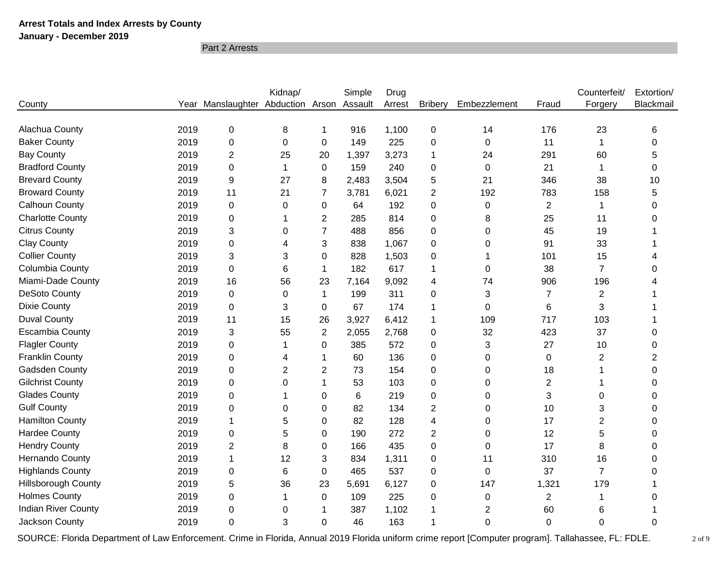**Arrest Totals and Index Arrests by County**
**January - December 2019**

Part 2 Arrests

| County | Year | Manslaughter | Kidnap/ Abduction | Arson | Simple Assault | Drug Arrest | Bribery | Embezzlement | Fraud | Counterfeit/ Forgery | Extortion/ Blackmail |
|---|---|---|---|---|---|---|---|---|---|---|---|
| Alachua County | 2019 | 0 | 8 | 1 | 916 | 1,100 | 0 | 14 | 176 | 23 | 6 |
| Baker County | 2019 | 0 | 0 | 0 | 149 | 225 | 0 | 0 | 11 | 1 | 0 |
| Bay County | 2019 | 2 | 25 | 20 | 1,397 | 3,273 | 1 | 24 | 291 | 60 | 5 |
| Bradford County | 2019 | 0 | 1 | 0 | 159 | 240 | 0 | 0 | 21 | 1 | 0 |
| Brevard County | 2019 | 9 | 27 | 8 | 2,483 | 3,504 | 5 | 21 | 346 | 38 | 10 |
| Broward County | 2019 | 11 | 21 | 7 | 3,781 | 6,021 | 2 | 192 | 783 | 158 | 5 |
| Calhoun County | 2019 | 0 | 0 | 0 | 64 | 192 | 0 | 0 | 2 | 1 | 0 |
| Charlotte County | 2019 | 0 | 1 | 2 | 285 | 814 | 0 | 8 | 25 | 11 | 0 |
| Citrus County | 2019 | 3 | 0 | 7 | 488 | 856 | 0 | 0 | 45 | 19 | 1 |
| Clay County | 2019 | 0 | 4 | 3 | 838 | 1,067 | 0 | 0 | 91 | 33 | 1 |
| Collier County | 2019 | 3 | 3 | 0 | 828 | 1,503 | 0 | 1 | 101 | 15 | 4 |
| Columbia County | 2019 | 0 | 6 | 1 | 182 | 617 | 1 | 0 | 38 | 7 | 0 |
| Miami-Dade County | 2019 | 16 | 56 | 23 | 7,164 | 9,092 | 4 | 74 | 906 | 196 | 4 |
| DeSoto County | 2019 | 0 | 0 | 1 | 199 | 311 | 0 | 3 | 7 | 2 | 1 |
| Dixie County | 2019 | 0 | 3 | 0 | 67 | 174 | 1 | 0 | 6 | 3 | 1 |
| Duval County | 2019 | 11 | 15 | 26 | 3,927 | 6,412 | 1 | 109 | 717 | 103 | 1 |
| Escambia County | 2019 | 3 | 55 | 2 | 2,055 | 2,768 | 0 | 32 | 423 | 37 | 0 |
| Flagler County | 2019 | 0 | 1 | 0 | 385 | 572 | 0 | 3 | 27 | 10 | 0 |
| Franklin County | 2019 | 0 | 4 | 1 | 60 | 136 | 0 | 0 | 0 | 2 | 2 |
| Gadsden County | 2019 | 0 | 2 | 2 | 73 | 154 | 0 | 0 | 18 | 1 | 0 |
| Gilchrist County | 2019 | 0 | 0 | 1 | 53 | 103 | 0 | 0 | 2 | 1 | 0 |
| Glades County | 2019 | 0 | 1 | 0 | 6 | 219 | 0 | 0 | 3 | 0 | 0 |
| Gulf County | 2019 | 0 | 0 | 0 | 82 | 134 | 2 | 0 | 10 | 3 | 0 |
| Hamilton County | 2019 | 1 | 5 | 0 | 82 | 128 | 4 | 0 | 17 | 2 | 0 |
| Hardee County | 2019 | 0 | 5 | 0 | 190 | 272 | 2 | 0 | 12 | 5 | 0 |
| Hendry County | 2019 | 2 | 8 | 0 | 166 | 435 | 0 | 0 | 17 | 8 | 0 |
| Hernando County | 2019 | 1 | 12 | 3 | 834 | 1,311 | 0 | 11 | 310 | 16 | 0 |
| Highlands County | 2019 | 0 | 6 | 0 | 465 | 537 | 0 | 0 | 37 | 7 | 0 |
| Hillsborough County | 2019 | 5 | 36 | 23 | 5,691 | 6,127 | 0 | 147 | 1,321 | 179 | 1 |
| Holmes County | 2019 | 0 | 1 | 0 | 109 | 225 | 0 | 0 | 2 | 1 | 0 |
| Indian River County | 2019 | 0 | 0 | 1 | 387 | 1,102 | 1 | 2 | 60 | 6 | 1 |
| Jackson County | 2019 | 0 | 3 | 0 | 46 | 163 | 1 | 0 | 0 | 0 | 0 |

SOURCE: Florida Department of Law Enforcement. Crime in Florida, Annual 2019 Florida uniform crime report [Computer program]. Tallahassee, FL: FDLE.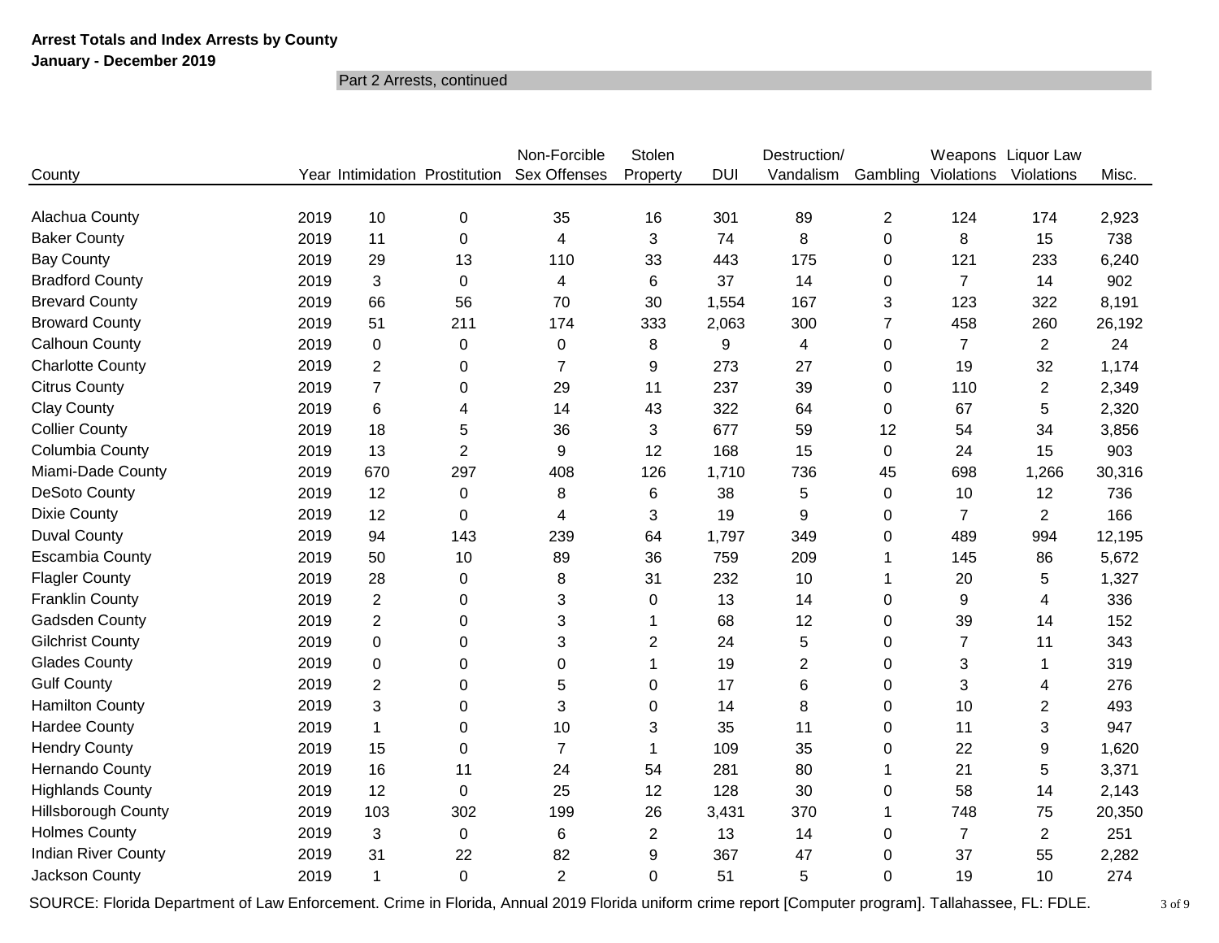**Arrest Totals and Index Arrests by County**
**January - December 2019**

Part 2 Arrests, continued

| County | Year | Intimidation | Prostitution | Non-Forcible Sex Offenses | Stolen Property | DUI | Destruction/ Vandalism | Gambling | Weapons Violations | Liquor Law Violations | Misc. |
|---|---|---|---|---|---|---|---|---|---|---|---|
| Alachua County | 2019 | 10 | 0 | 35 | 16 | 301 | 89 | 2 | 124 | 174 | 2,923 |
| Baker County | 2019 | 11 | 0 | 4 | 3 | 74 | 8 | 0 | 8 | 15 | 738 |
| Bay County | 2019 | 29 | 13 | 110 | 33 | 443 | 175 | 0 | 121 | 233 | 6,240 |
| Bradford County | 2019 | 3 | 0 | 4 | 6 | 37 | 14 | 0 | 7 | 14 | 902 |
| Brevard County | 2019 | 66 | 56 | 70 | 30 | 1,554 | 167 | 3 | 123 | 322 | 8,191 |
| Broward County | 2019 | 51 | 211 | 174 | 333 | 2,063 | 300 | 7 | 458 | 260 | 26,192 |
| Calhoun County | 2019 | 0 | 0 | 0 | 8 | 9 | 4 | 0 | 7 | 2 | 24 |
| Charlotte County | 2019 | 2 | 0 | 7 | 9 | 273 | 27 | 0 | 19 | 32 | 1,174 |
| Citrus County | 2019 | 7 | 0 | 29 | 11 | 237 | 39 | 0 | 110 | 2 | 2,349 |
| Clay County | 2019 | 6 | 4 | 14 | 43 | 322 | 64 | 0 | 67 | 5 | 2,320 |
| Collier County | 2019 | 18 | 5 | 36 | 3 | 677 | 59 | 12 | 54 | 34 | 3,856 |
| Columbia County | 2019 | 13 | 2 | 9 | 12 | 168 | 15 | 0 | 24 | 15 | 903 |
| Miami-Dade County | 2019 | 670 | 297 | 408 | 126 | 1,710 | 736 | 45 | 698 | 1,266 | 30,316 |
| DeSoto County | 2019 | 12 | 0 | 8 | 6 | 38 | 5 | 0 | 10 | 12 | 736 |
| Dixie County | 2019 | 12 | 0 | 4 | 3 | 19 | 9 | 0 | 7 | 2 | 166 |
| Duval County | 2019 | 94 | 143 | 239 | 64 | 1,797 | 349 | 0 | 489 | 994 | 12,195 |
| Escambia County | 2019 | 50 | 10 | 89 | 36 | 759 | 209 | 1 | 145 | 86 | 5,672 |
| Flagler County | 2019 | 28 | 0 | 8 | 31 | 232 | 10 | 1 | 20 | 5 | 1,327 |
| Franklin County | 2019 | 2 | 0 | 3 | 0 | 13 | 14 | 0 | 9 | 4 | 336 |
| Gadsden County | 2019 | 2 | 0 | 3 | 1 | 68 | 12 | 0 | 39 | 14 | 152 |
| Gilchrist County | 2019 | 0 | 0 | 3 | 2 | 24 | 5 | 0 | 7 | 11 | 343 |
| Glades County | 2019 | 0 | 0 | 0 | 1 | 19 | 2 | 0 | 3 | 1 | 319 |
| Gulf County | 2019 | 2 | 0 | 5 | 0 | 17 | 6 | 0 | 3 | 4 | 276 |
| Hamilton County | 2019 | 3 | 0 | 3 | 0 | 14 | 8 | 0 | 10 | 2 | 493 |
| Hardee County | 2019 | 1 | 0 | 10 | 3 | 35 | 11 | 0 | 11 | 3 | 947 |
| Hendry County | 2019 | 15 | 0 | 7 | 1 | 109 | 35 | 0 | 22 | 9 | 1,620 |
| Hernando County | 2019 | 16 | 11 | 24 | 54 | 281 | 80 | 1 | 21 | 5 | 3,371 |
| Highlands County | 2019 | 12 | 0 | 25 | 12 | 128 | 30 | 0 | 58 | 14 | 2,143 |
| Hillsborough County | 2019 | 103 | 302 | 199 | 26 | 3,431 | 370 | 1 | 748 | 75 | 20,350 |
| Holmes County | 2019 | 3 | 0 | 6 | 2 | 13 | 14 | 0 | 7 | 2 | 251 |
| Indian River County | 2019 | 31 | 22 | 82 | 9 | 367 | 47 | 0 | 37 | 55 | 2,282 |
| Jackson County | 2019 | 1 | 0 | 2 | 0 | 51 | 5 | 0 | 19 | 10 | 274 |

SOURCE: Florida Department of Law Enforcement. Crime in Florida, Annual 2019 Florida uniform crime report [Computer program]. Tallahassee, FL: FDLE.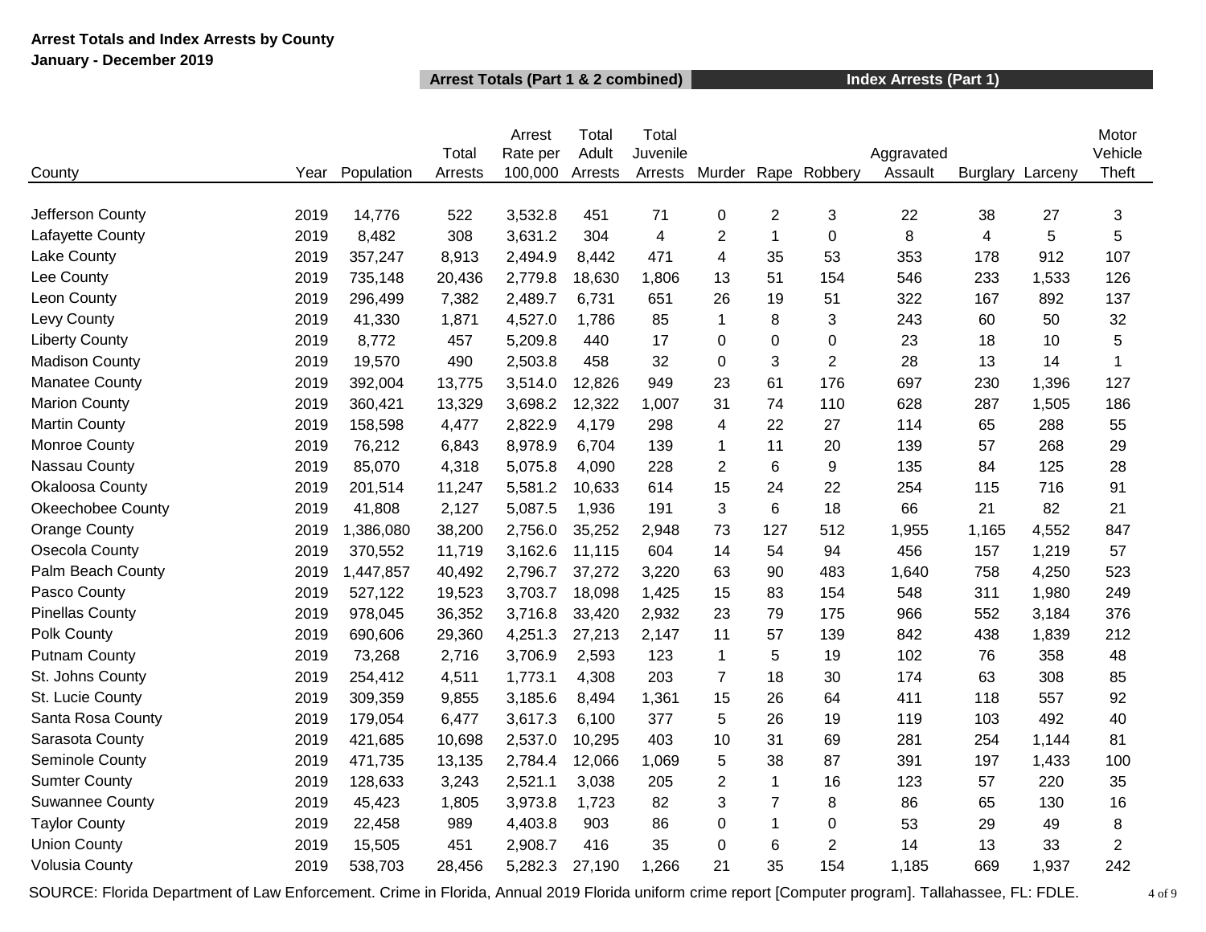**Arrest Totals and Index Arrests by County**
**January - December 2019**

| | | | Arrest Totals (Part 1 & 2 combined) | | | | Index Arrests (Part 1) | | | | | | |
|---|---|---|---|---|---|---|---|---|---|---|---|---|---|
| County | Year | Population | Total Arrests | Arrest Rate per 100,000 | Total Adult Arrests | Total Juvenile Arrests | Murder | Rape | Robbery | Aggravated Assault | Burglary | Larceny | Motor Vehicle Theft |
| Jefferson County | 2019 | 14,776 | 522 | 3,532.8 | 451 | 71 | 0 | 2 | 3 | 22 | 38 | 27 | 3 |
| Lafayette County | 2019 | 8,482 | 308 | 3,631.2 | 304 | 4 | 2 | 1 | 0 | 8 | 4 | 5 | 5 |
| Lake County | 2019 | 357,247 | 8,913 | 2,494.9 | 8,442 | 471 | 4 | 35 | 53 | 353 | 178 | 912 | 107 |
| Lee County | 2019 | 735,148 | 20,436 | 2,779.8 | 18,630 | 1,806 | 13 | 51 | 154 | 546 | 233 | 1,533 | 126 |
| Leon County | 2019 | 296,499 | 7,382 | 2,489.7 | 6,731 | 651 | 26 | 19 | 51 | 322 | 167 | 892 | 137 |
| Levy County | 2019 | 41,330 | 1,871 | 4,527.0 | 1,786 | 85 | 1 | 8 | 3 | 243 | 60 | 50 | 32 |
| Liberty County | 2019 | 8,772 | 457 | 5,209.8 | 440 | 17 | 0 | 0 | 0 | 23 | 18 | 10 | 5 |
| Madison County | 2019 | 19,570 | 490 | 2,503.8 | 458 | 32 | 0 | 3 | 2 | 28 | 13 | 14 | 1 |
| Manatee County | 2019 | 392,004 | 13,775 | 3,514.0 | 12,826 | 949 | 23 | 61 | 176 | 697 | 230 | 1,396 | 127 |
| Marion County | 2019 | 360,421 | 13,329 | 3,698.2 | 12,322 | 1,007 | 31 | 74 | 110 | 628 | 287 | 1,505 | 186 |
| Martin County | 2019 | 158,598 | 4,477 | 2,822.9 | 4,179 | 298 | 4 | 22 | 27 | 114 | 65 | 288 | 55 |
| Monroe County | 2019 | 76,212 | 6,843 | 8,978.9 | 6,704 | 139 | 1 | 11 | 20 | 139 | 57 | 268 | 29 |
| Nassau County | 2019 | 85,070 | 4,318 | 5,075.8 | 4,090 | 228 | 2 | 6 | 9 | 135 | 84 | 125 | 28 |
| Okaloosa County | 2019 | 201,514 | 11,247 | 5,581.2 | 10,633 | 614 | 15 | 24 | 22 | 254 | 115 | 716 | 91 |
| Okeechobee County | 2019 | 41,808 | 2,127 | 5,087.5 | 1,936 | 191 | 3 | 6 | 18 | 66 | 21 | 82 | 21 |
| Orange County | 2019 | 1,386,080 | 38,200 | 2,756.0 | 35,252 | 2,948 | 73 | 127 | 512 | 1,955 | 1,165 | 4,552 | 847 |
| Osecola County | 2019 | 370,552 | 11,719 | 3,162.6 | 11,115 | 604 | 14 | 54 | 94 | 456 | 157 | 1,219 | 57 |
| Palm Beach County | 2019 | 1,447,857 | 40,492 | 2,796.7 | 37,272 | 3,220 | 63 | 90 | 483 | 1,640 | 758 | 4,250 | 523 |
| Pasco County | 2019 | 527,122 | 19,523 | 3,703.7 | 18,098 | 1,425 | 15 | 83 | 154 | 548 | 311 | 1,980 | 249 |
| Pinellas County | 2019 | 978,045 | 36,352 | 3,716.8 | 33,420 | 2,932 | 23 | 79 | 175 | 966 | 552 | 3,184 | 376 |
| Polk County | 2019 | 690,606 | 29,360 | 4,251.3 | 27,213 | 2,147 | 11 | 57 | 139 | 842 | 438 | 1,839 | 212 |
| Putnam County | 2019 | 73,268 | 2,716 | 3,706.9 | 2,593 | 123 | 1 | 5 | 19 | 102 | 76 | 358 | 48 |
| St. Johns County | 2019 | 254,412 | 4,511 | 1,773.1 | 4,308 | 203 | 7 | 18 | 30 | 174 | 63 | 308 | 85 |
| St. Lucie County | 2019 | 309,359 | 9,855 | 3,185.6 | 8,494 | 1,361 | 15 | 26 | 64 | 411 | 118 | 557 | 92 |
| Santa Rosa County | 2019 | 179,054 | 6,477 | 3,617.3 | 6,100 | 377 | 5 | 26 | 19 | 119 | 103 | 492 | 40 |
| Sarasota County | 2019 | 421,685 | 10,698 | 2,537.0 | 10,295 | 403 | 10 | 31 | 69 | 281 | 254 | 1,144 | 81 |
| Seminole County | 2019 | 471,735 | 13,135 | 2,784.4 | 12,066 | 1,069 | 5 | 38 | 87 | 391 | 197 | 1,433 | 100 |
| Sumter County | 2019 | 128,633 | 3,243 | 2,521.1 | 3,038 | 205 | 2 | 1 | 16 | 123 | 57 | 220 | 35 |
| Suwannee County | 2019 | 45,423 | 1,805 | 3,973.8 | 1,723 | 82 | 3 | 7 | 8 | 86 | 65 | 130 | 16 |
| Taylor County | 2019 | 22,458 | 989 | 4,403.8 | 903 | 86 | 0 | 1 | 0 | 53 | 29 | 49 | 8 |
| Union County | 2019 | 15,505 | 451 | 2,908.7 | 416 | 35 | 0 | 6 | 2 | 14 | 13 | 33 | 2 |
| Volusia County | 2019 | 538,703 | 28,456 | 5,282.3 | 27,190 | 1,266 | 21 | 35 | 154 | 1,185 | 669 | 1,937 | 242 |

SOURCE: Florida Department of Law Enforcement. Crime in Florida, Annual 2019 Florida uniform crime report [Computer program]. Tallahassee, FL: FDLE.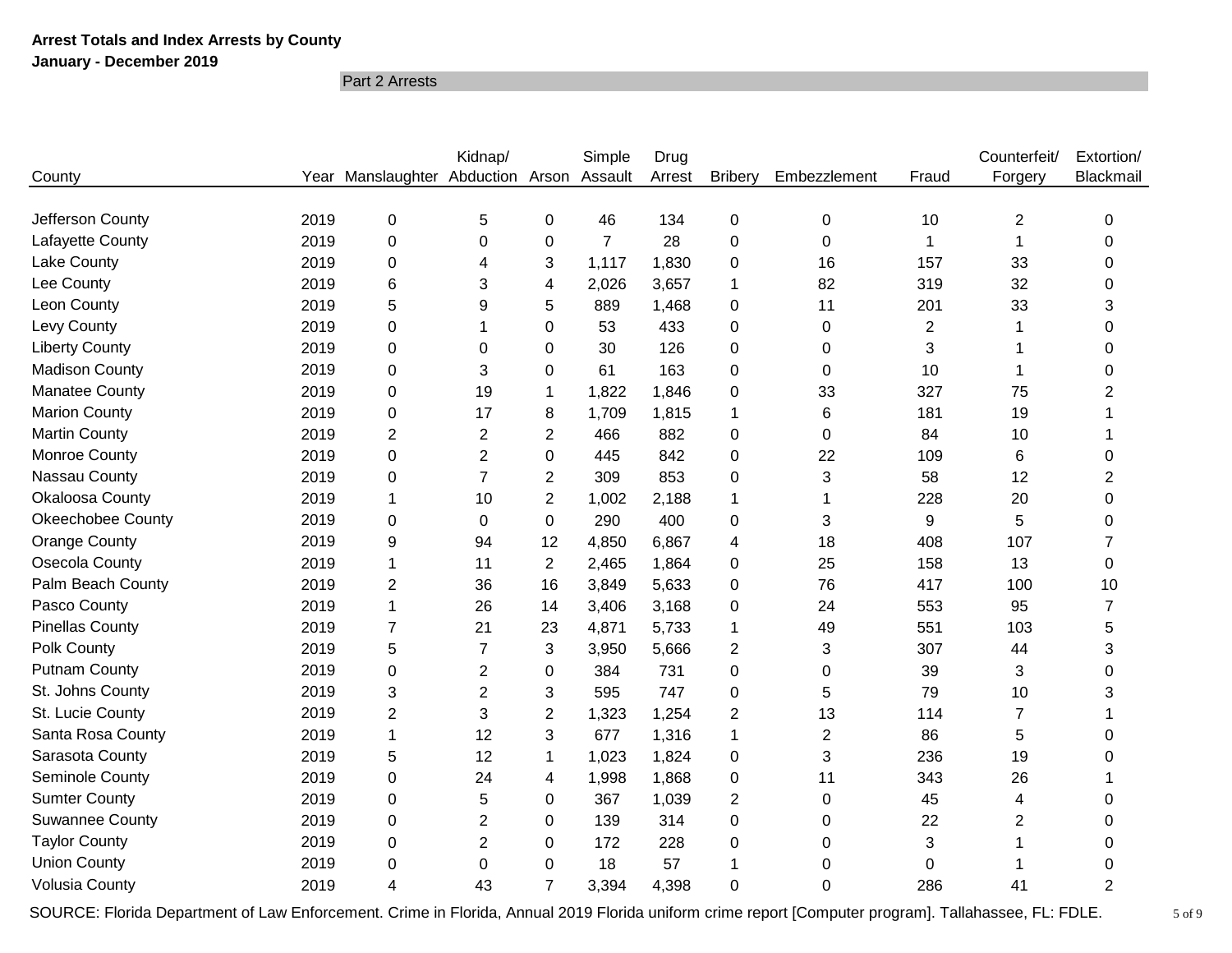**Arrest Totals and Index Arrests by County**
**January - December 2019**

| | | Part 2 Arrests | | | | | | | | | |
|---|---|---|---|---|---|---|---|---|---|---|---|
| County | Year | Manslaughter | Kidnap/ Abduction | Arson | Simple Assault | Drug Arrest | Bribery | Embezzlement | Fraud | Counterfeit/ Forgery | Extortion/ Blackmail |
| Jefferson County | 2019 | 0 | 5 | 0 | 46 | 134 | 0 | 0 | 10 | 2 | 0 |
| Lafayette County | 2019 | 0 | 0 | 0 | 7 | 28 | 0 | 0 | 1 | 1 | 0 |
| Lake County | 2019 | 0 | 4 | 3 | 1,117 | 1,830 | 0 | 16 | 157 | 33 | 0 |
| Lee County | 2019 | 6 | 3 | 4 | 2,026 | 3,657 | 1 | 82 | 319 | 32 | 0 |
| Leon County | 2019 | 5 | 9 | 5 | 889 | 1,468 | 0 | 11 | 201 | 33 | 3 |
| Levy County | 2019 | 0 | 1 | 0 | 53 | 433 | 0 | 0 | 2 | 1 | 0 |
| Liberty County | 2019 | 0 | 0 | 0 | 30 | 126 | 0 | 0 | 3 | 1 | 0 |
| Madison County | 2019 | 0 | 3 | 0 | 61 | 163 | 0 | 0 | 10 | 1 | 0 |
| Manatee County | 2019 | 0 | 19 | 1 | 1,822 | 1,846 | 0 | 33 | 327 | 75 | 2 |
| Marion County | 2019 | 0 | 17 | 8 | 1,709 | 1,815 | 1 | 6 | 181 | 19 | 1 |
| Martin County | 2019 | 2 | 2 | 2 | 466 | 882 | 0 | 0 | 84 | 10 | 1 |
| Monroe County | 2019 | 0 | 2 | 0 | 445 | 842 | 0 | 22 | 109 | 6 | 0 |
| Nassau County | 2019 | 0 | 7 | 2 | 309 | 853 | 0 | 3 | 58 | 12 | 2 |
| Okaloosa County | 2019 | 1 | 10 | 2 | 1,002 | 2,188 | 1 | 1 | 228 | 20 | 0 |
| Okeechobee County | 2019 | 0 | 0 | 0 | 290 | 400 | 0 | 3 | 9 | 5 | 0 |
| Orange County | 2019 | 9 | 94 | 12 | 4,850 | 6,867 | 4 | 18 | 408 | 107 | 7 |
| Osecola County | 2019 | 1 | 11 | 2 | 2,465 | 1,864 | 0 | 25 | 158 | 13 | 0 |
| Palm Beach County | 2019 | 2 | 36 | 16 | 3,849 | 5,633 | 0 | 76 | 417 | 100 | 10 |
| Pasco County | 2019 | 1 | 26 | 14 | 3,406 | 3,168 | 0 | 24 | 553 | 95 | 7 |
| Pinellas County | 2019 | 7 | 21 | 23 | 4,871 | 5,733 | 1 | 49 | 551 | 103 | 5 |
| Polk County | 2019 | 5 | 7 | 3 | 3,950 | 5,666 | 2 | 3 | 307 | 44 | 3 |
| Putnam County | 2019 | 0 | 2 | 0 | 384 | 731 | 0 | 0 | 39 | 3 | 0 |
| St. Johns County | 2019 | 3 | 2 | 3 | 595 | 747 | 0 | 5 | 79 | 10 | 3 |
| St. Lucie County | 2019 | 2 | 3 | 2 | 1,323 | 1,254 | 2 | 13 | 114 | 7 | 1 |
| Santa Rosa County | 2019 | 1 | 12 | 3 | 677 | 1,316 | 1 | 2 | 86 | 5 | 0 |
| Sarasota County | 2019 | 5 | 12 | 1 | 1,023 | 1,824 | 0 | 3 | 236 | 19 | 0 |
| Seminole County | 2019 | 0 | 24 | 4 | 1,998 | 1,868 | 0 | 11 | 343 | 26 | 1 |
| Sumter County | 2019 | 0 | 5 | 0 | 367 | 1,039 | 2 | 0 | 45 | 4 | 0 |
| Suwannee County | 2019 | 0 | 2 | 0 | 139 | 314 | 0 | 0 | 22 | 2 | 0 |
| Taylor County | 2019 | 0 | 2 | 0 | 172 | 228 | 0 | 0 | 3 | 1 | 0 |
| Union County | 2019 | 0 | 0 | 0 | 18 | 57 | 1 | 0 | 0 | 1 | 0 |
| Volusia County | 2019 | 4 | 43 | 7 | 3,394 | 4,398 | 0 | 0 | 286 | 41 | 2 |

SOURCE: Florida Department of Law Enforcement. Crime in Florida, Annual 2019 Florida uniform crime report [Computer program]. Tallahassee, FL: FDLE.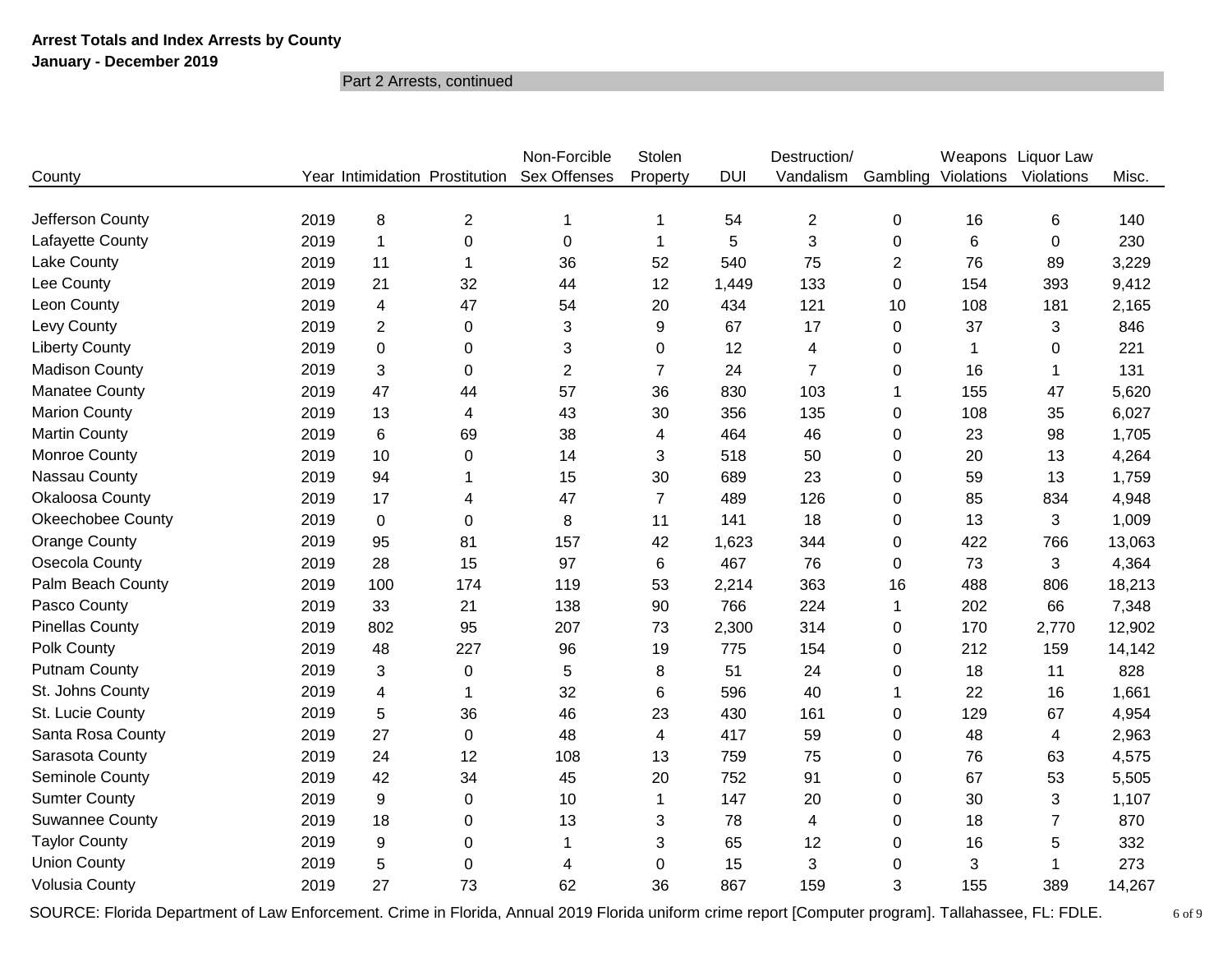**Arrest Totals and Index Arrests by County**
**January - December 2019**

Part 2 Arrests, continued

| County | Year | Intimidation | Prostitution | Non-Forcible Sex Offenses | Stolen Property | DUI | Destruction/ Vandalism | Gambling | Weapons Violations | Liquor Law Violations | Misc. |
|---|---|---|---|---|---|---|---|---|---|---|---|
| Jefferson County | 2019 | 8 | 2 | 1 | 1 | 54 | 2 | 0 | 16 | 6 | 140 |
| Lafayette County | 2019 | 1 | 0 | 0 | 1 | 5 | 3 | 0 | 6 | 0 | 230 |
| Lake County | 2019 | 11 | 1 | 36 | 52 | 540 | 75 | 2 | 76 | 89 | 3,229 |
| Lee County | 2019 | 21 | 32 | 44 | 12 | 1,449 | 133 | 0 | 154 | 393 | 9,412 |
| Leon County | 2019 | 4 | 47 | 54 | 20 | 434 | 121 | 10 | 108 | 181 | 2,165 |
| Levy County | 2019 | 2 | 0 | 3 | 9 | 67 | 17 | 0 | 37 | 3 | 846 |
| Liberty County | 2019 | 0 | 0 | 3 | 0 | 12 | 4 | 0 | 1 | 0 | 221 |
| Madison County | 2019 | 3 | 0 | 2 | 7 | 24 | 7 | 0 | 16 | 1 | 131 |
| Manatee County | 2019 | 47 | 44 | 57 | 36 | 830 | 103 | 1 | 155 | 47 | 5,620 |
| Marion County | 2019 | 13 | 4 | 43 | 30 | 356 | 135 | 0 | 108 | 35 | 6,027 |
| Martin County | 2019 | 6 | 69 | 38 | 4 | 464 | 46 | 0 | 23 | 98 | 1,705 |
| Monroe County | 2019 | 10 | 0 | 14 | 3 | 518 | 50 | 0 | 20 | 13 | 4,264 |
| Nassau County | 2019 | 94 | 1 | 15 | 30 | 689 | 23 | 0 | 59 | 13 | 1,759 |
| Okaloosa County | 2019 | 17 | 4 | 47 | 7 | 489 | 126 | 0 | 85 | 834 | 4,948 |
| Okeechobee County | 2019 | 0 | 0 | 8 | 11 | 141 | 18 | 0 | 13 | 3 | 1,009 |
| Orange County | 2019 | 95 | 81 | 157 | 42 | 1,623 | 344 | 0 | 422 | 766 | 13,063 |
| Osecola County | 2019 | 28 | 15 | 97 | 6 | 467 | 76 | 0 | 73 | 3 | 4,364 |
| Palm Beach County | 2019 | 100 | 174 | 119 | 53 | 2,214 | 363 | 16 | 488 | 806 | 18,213 |
| Pasco County | 2019 | 33 | 21 | 138 | 90 | 766 | 224 | 1 | 202 | 66 | 7,348 |
| Pinellas County | 2019 | 802 | 95 | 207 | 73 | 2,300 | 314 | 0 | 170 | 2,770 | 12,902 |
| Polk County | 2019 | 48 | 227 | 96 | 19 | 775 | 154 | 0 | 212 | 159 | 14,142 |
| Putnam County | 2019 | 3 | 0 | 5 | 8 | 51 | 24 | 0 | 18 | 11 | 828 |
| St. Johns County | 2019 | 4 | 1 | 32 | 6 | 596 | 40 | 1 | 22 | 16 | 1,661 |
| St. Lucie County | 2019 | 5 | 36 | 46 | 23 | 430 | 161 | 0 | 129 | 67 | 4,954 |
| Santa Rosa County | 2019 | 27 | 0 | 48 | 4 | 417 | 59 | 0 | 48 | 4 | 2,963 |
| Sarasota County | 2019 | 24 | 12 | 108 | 13 | 759 | 75 | 0 | 76 | 63 | 4,575 |
| Seminole County | 2019 | 42 | 34 | 45 | 20 | 752 | 91 | 0 | 67 | 53 | 5,505 |
| Sumter County | 2019 | 9 | 0 | 10 | 1 | 147 | 20 | 0 | 30 | 3 | 1,107 |
| Suwannee County | 2019 | 18 | 0 | 13 | 3 | 78 | 4 | 0 | 18 | 7 | 870 |
| Taylor County | 2019 | 9 | 0 | 1 | 3 | 65 | 12 | 0 | 16 | 5 | 332 |
| Union County | 2019 | 5 | 0 | 4 | 0 | 15 | 3 | 0 | 3 | 1 | 273 |
| Volusia County | 2019 | 27 | 73 | 62 | 36 | 867 | 159 | 3 | 155 | 389 | 14,267 |

SOURCE: Florida Department of Law Enforcement. Crime in Florida, Annual 2019 Florida uniform crime report [Computer program]. Tallahassee, FL: FDLE.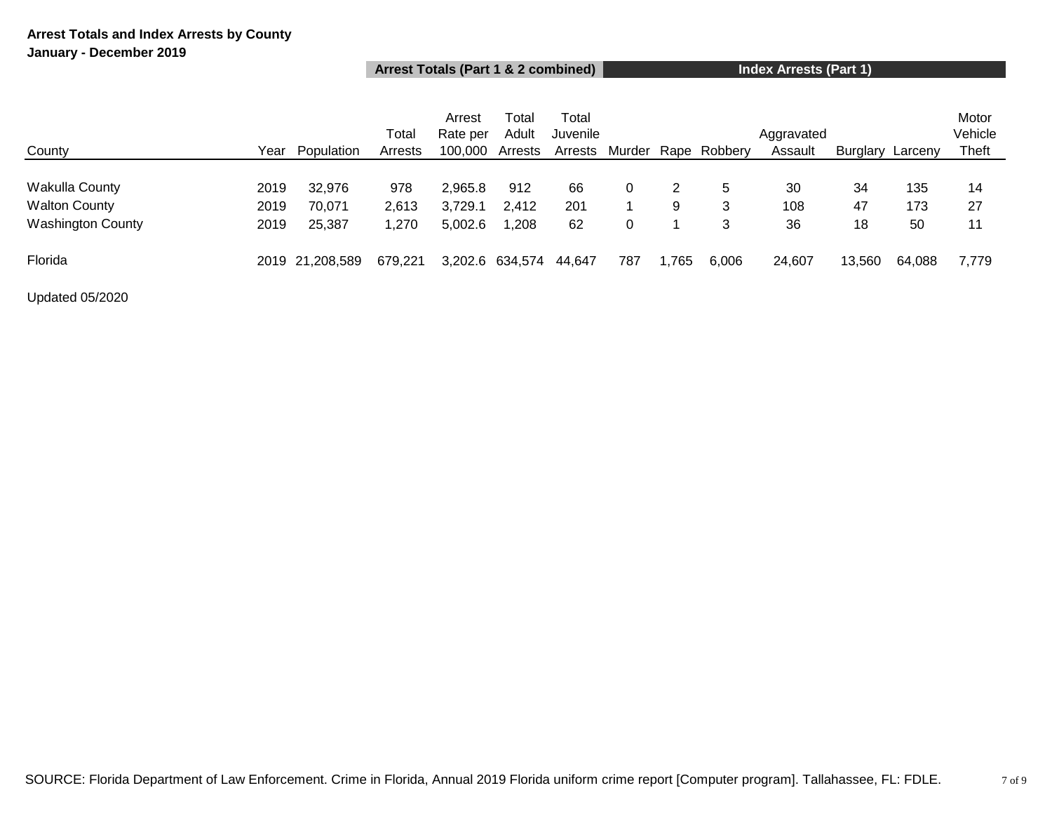**Arrest Totals and Index Arrests by County**
**January - December 2019**

| | | | Arrest Totals (Part 1 & 2 combined) | | | | Index Arrests (Part 1) | | | | | | |
|---|---|---|---|---|---|---|---|---|---|---|---|---|---|
| County | Year | Population | Total Arrests | Arrest Rate per 100,000 | Total Adult Arrests | Total Juvenile Arrests | Murder | Rape | Robbery | Aggravated Assault | Burglary | Larceny | Motor Vehicle Theft |
| Wakulla County | 2019 | 32,976 | 978 | 2,965.8 | 912 | 66 | 0 | 2 | 5 | 30 | 34 | 135 | 14 |
| Walton County | 2019 | 70,071 | 2,613 | 3,729.1 | 2,412 | 201 | 1 | 9 | 3 | 108 | 47 | 173 | 27 |
| Washington County | 2019 | 25,387 | 1,270 | 5,002.6 | 1,208 | 62 | 0 | 1 | 3 | 36 | 18 | 50 | 11 |
| Florida | 2019 | 21,208,589 | 679,221 | 3,202.6 | 634,574 | 44,647 | 787 | 1,765 | 6,006 | 24,607 | 13,560 | 64,088 | 7,779 |

Updated 05/2020

SOURCE: Florida Department of Law Enforcement. Crime in Florida, Annual 2019 Florida uniform crime report [Computer program]. Tallahassee, FL: FDLE.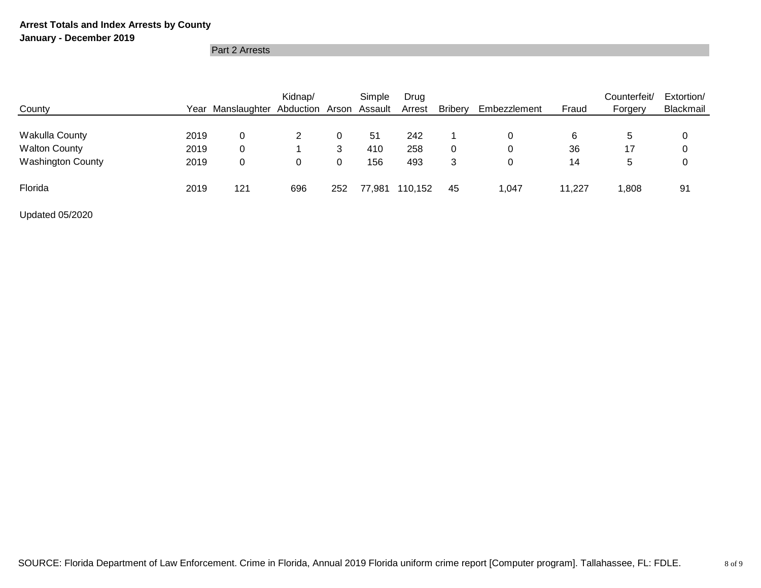**Arrest Totals and Index Arrests by County**
**January - December 2019**

| | | Part 2 Arrests | | | | | | | | | |
|---|---|---|---|---|---|---|---|---|---|---|---|
| County | Year | Manslaughter | Kidnap/ Abduction | Arson | Simple Assault | Drug Arrest | Bribery | Embezzlement | Fraud | Counterfeit/ Forgery | Extortion/ Blackmail |
| Wakulla County | 2019 | 0 | 2 | 0 | 51 | 242 | 1 | 0 | 6 | 5 | 0 |
| Walton County | 2019 | 0 | 1 | 3 | 410 | 258 | 0 | 0 | 36 | 17 | 0 |
| Washington County | 2019 | 0 | 0 | 0 | 156 | 493 | 3 | 0 | 14 | 5 | 0 |
| Florida | 2019 | 121 | 696 | 252 | 77,981 | 110,152 | 45 | 1,047 | 11,227 | 1,808 | 91 |

Updated 05/2020

SOURCE: Florida Department of Law Enforcement. Crime in Florida, Annual 2019 Florida uniform crime report [Computer program]. Tallahassee, FL: FDLE.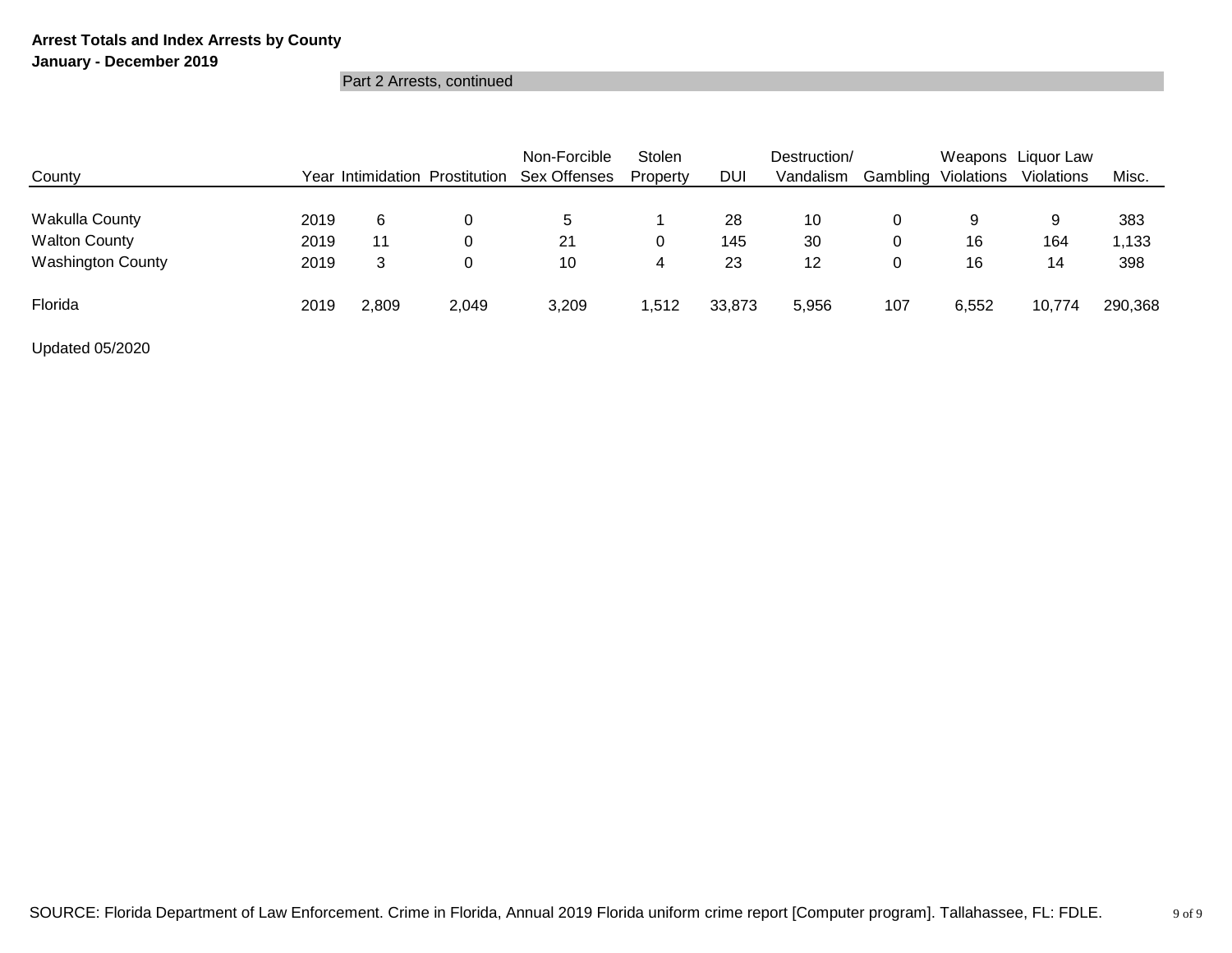**Arrest Totals and Index Arrests by County**
**January - December 2019**

Part 2 Arrests, continued

| County | Year | Intimidation | Prostitution | Non-Forcible Sex Offenses | Stolen Property | DUI | Destruction/ Vandalism | Gambling | Weapons Violations | Liquor Law Violations | Misc. |
|---|---|---|---|---|---|---|---|---|---|---|---|
| Wakulla County | 2019 | 6 | 0 | 5 | 1 | 28 | 10 | 0 | 9 | 9 | 383 |
| Walton County | 2019 | 11 | 0 | 21 | 0 | 145 | 30 | 0 | 16 | 164 | 1,133 |
| Washington County | 2019 | 3 | 0 | 10 | 4 | 23 | 12 | 0 | 16 | 14 | 398 |
| Florida | 2019 | 2,809 | 2,049 | 3,209 | 1,512 | 33,873 | 5,956 | 107 | 6,552 | 10,774 | 290,368 |

Updated 05/2020

SOURCE: Florida Department of Law Enforcement. Crime in Florida, Annual 2019 Florida uniform crime report [Computer program]. Tallahassee, FL: FDLE.